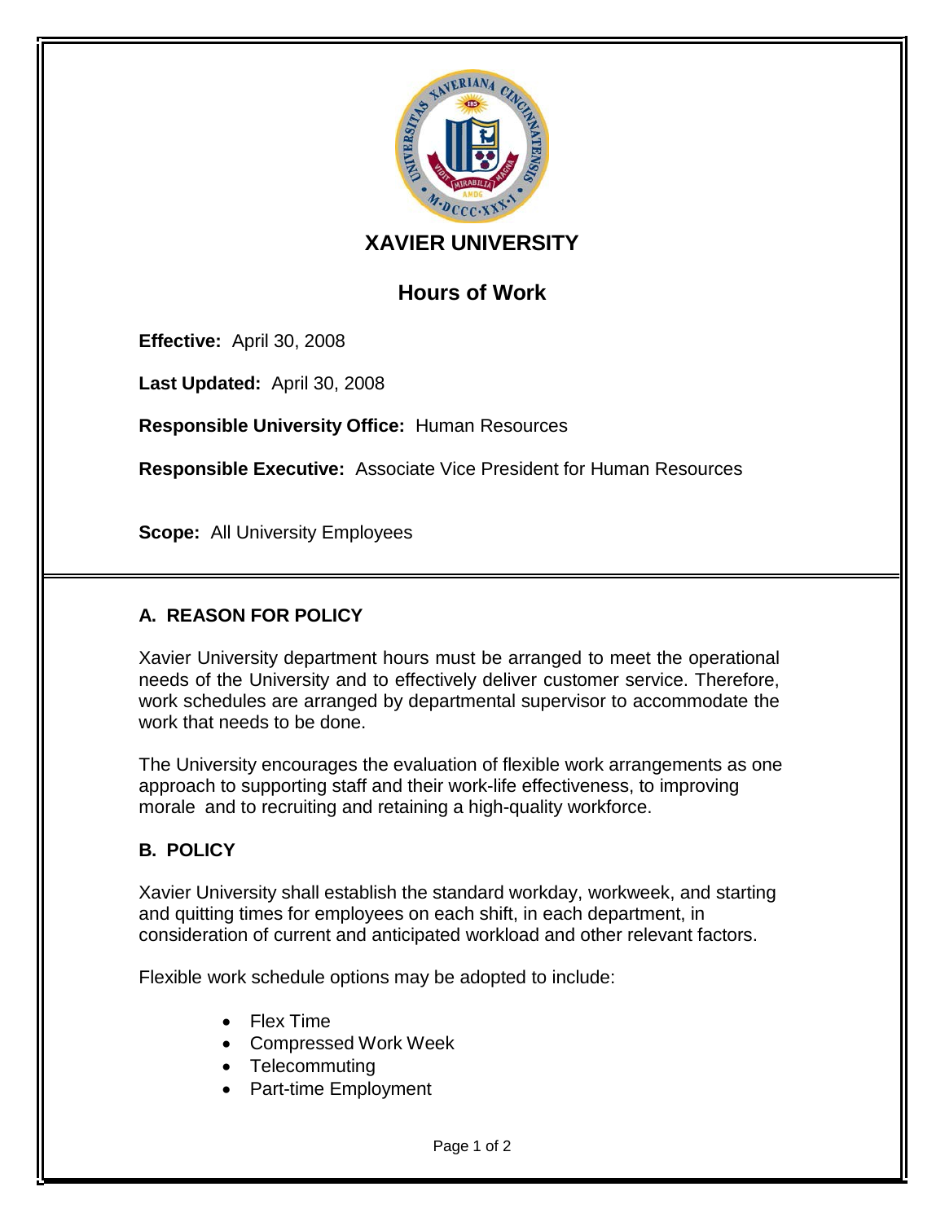# XAVIER UNIVERSITY

## Hours of Work

**Effective:** April 30, 2008

**Last Updated:** April 30, 2008

**Responsible University Office:** Human Resources

**Responsible Executive:** Associate Vice President for Human Resources

**Scope:** All University Employees

### A. REASON FOR POLICY

Xavier University department hours must be arranged to meet the operational needs of the University and to effectively deliver customer service. Therefore, work schedules are arranged by departmental supervisor to accommodate the work that needs to be done.

The University encourages the evaluation of flexible work arrangements as one approach to supporting staff and their work-life effectiveness, to improving morale and to recruiting and retaining a high-quality workforce.

### B. POLICY

Xavier University shall establish the standard workday, workweek, and starting and quitting times for employees on each shift, in each department, in consideration of current and anticipated workload and other relevant factors.

Flexible work schedule options may be adopted to include:

- Flex Time
- Compressed Work Week
- Telecommuting
- Part-time Employment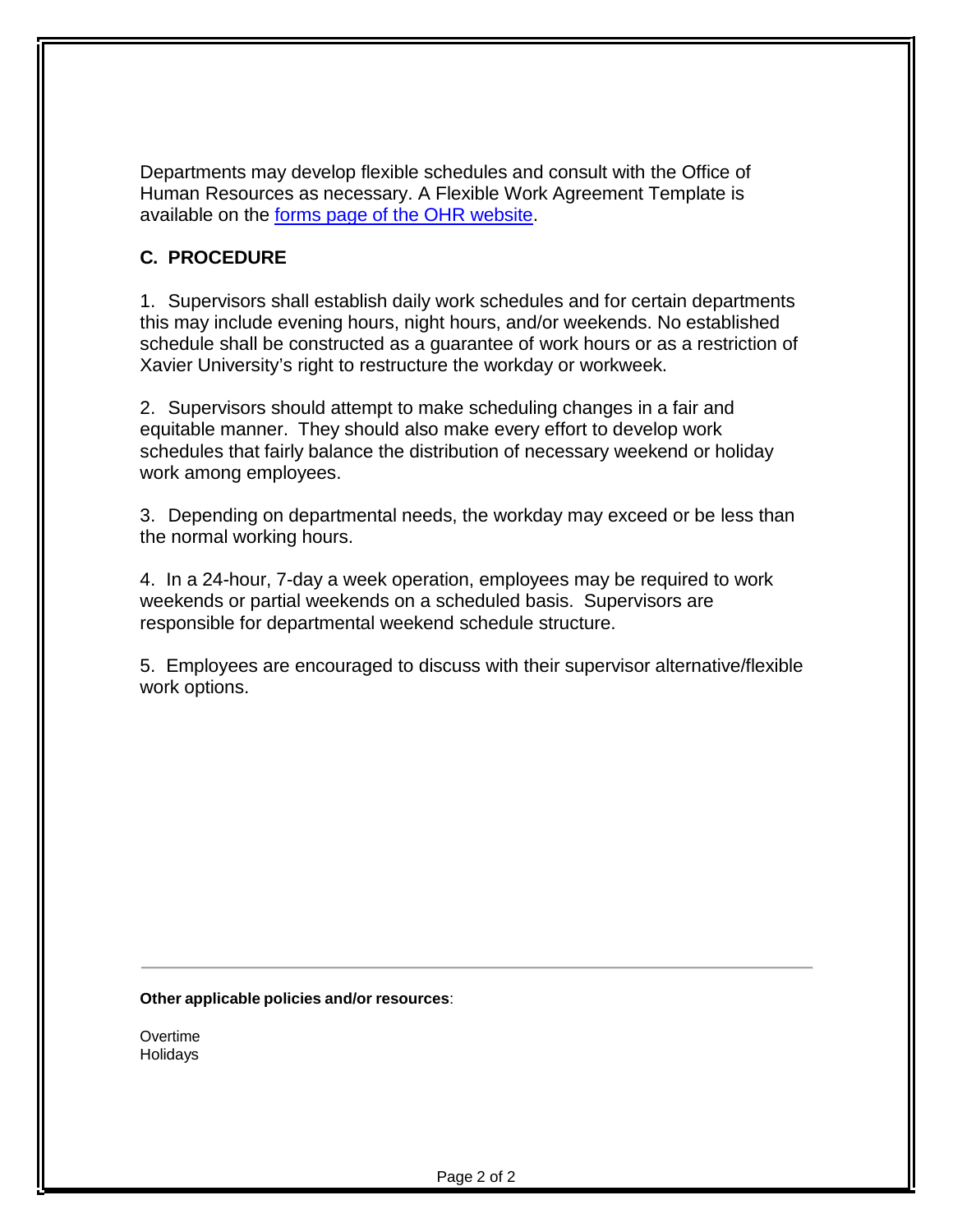Departments may develop flexible schedules and consult with the Office of Human Resources as necessary. A Flexible Work Agreement Template is available on the [forms page of the OHR website](#).

## C. PROCEDURE

1. Supervisors shall establish daily work schedules and for certain departments this may include evening hours, night hours, and/or weekends. No established schedule shall be constructed as a guarantee of work hours or as a restriction of Xavier University's right to restructure the workday or workweek.

2. Supervisors should attempt to make scheduling changes in a fair and equitable manner. They should also make every effort to develop work schedules that fairly balance the distribution of necessary weekend or holiday work among employees.

3. Depending on departmental needs, the workday may exceed or be less than the normal working hours.

4. In a 24-hour, 7-day a week operation, employees may be required to work weekends or partial weekends on a scheduled basis. Supervisors are responsible for departmental weekend schedule structure.

5. Employees are encouraged to discuss with their supervisor alternative/flexible work options.

---

**Other applicable policies and/or resources**:

Overtime
Holidays